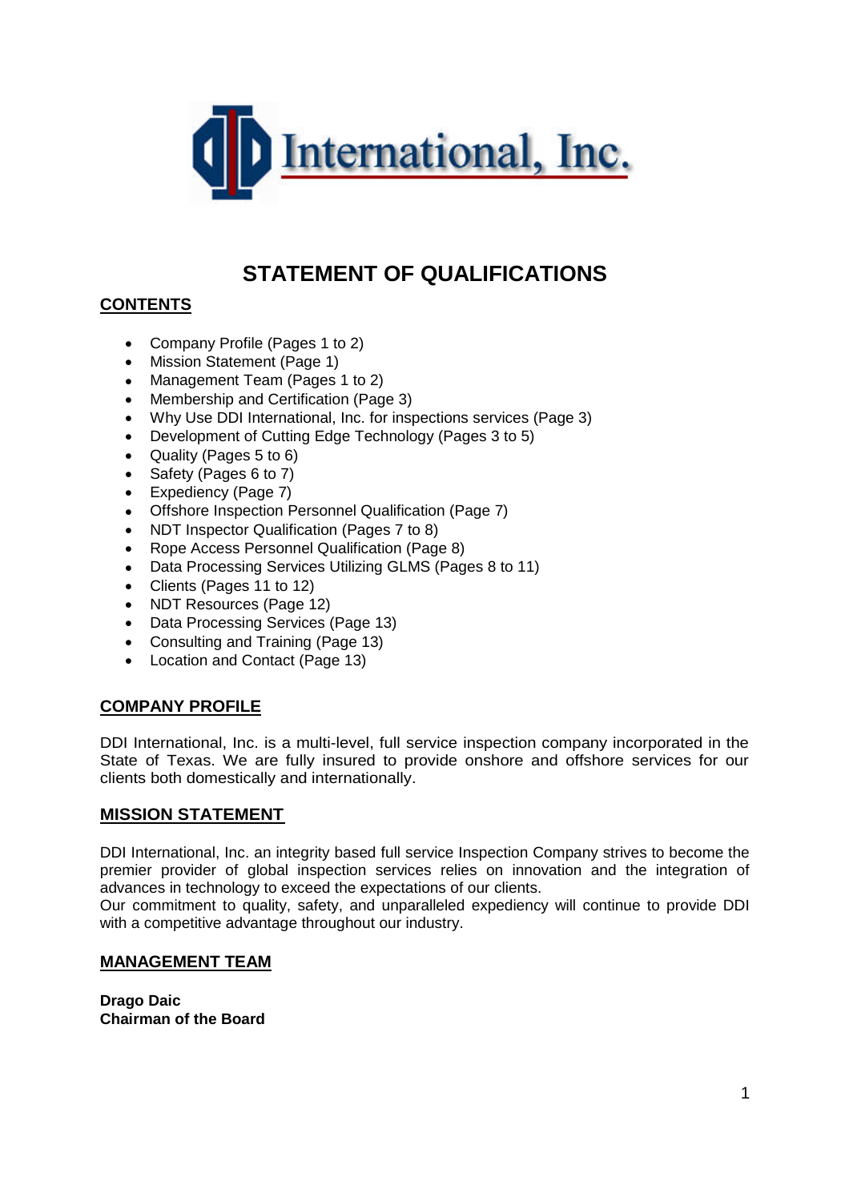# STATEMENT OF QUALIFICATIONS

## CONTENTS

- Company Profile (Pages 1 to 2)
- Mission Statement (Page 1)
- Management Team (Pages 1 to 2)
- Membership and Certification (Page 3)
- Why Use DDI International, Inc. for inspections services (Page 3)
- Development of Cutting Edge Technology (Pages 3 to 5)
- Quality (Pages 5 to 6)
- Safety (Pages 6 to 7)
- Expediency (Page 7)
- Offshore Inspection Personnel Qualification (Page 7)
- NDT Inspector Qualification (Pages 7 to 8)
- Rope Access Personnel Qualification (Page 8)
- Data Processing Services Utilizing GLMS (Pages 8 to 11)
- Clients (Pages 11 to 12)
- NDT Resources (Page 12)
- Data Processing Services (Page 13)
- Consulting and Training (Page 13)
- Location and Contact (Page 13)

## COMPANY PROFILE

DDI International, Inc. is a multi-level, full service inspection company incorporated in the State of Texas. We are fully insured to provide onshore and offshore services for our clients both domestically and internationally.

## MISSION STATEMENT

DDI International, Inc. an integrity based full service Inspection Company strives to become the premier provider of global inspection services relies on innovation and the integration of advances in technology to exceed the expectations of our clients.
Our commitment to quality, safety, and unparalleled expediency will continue to provide DDI with a competitive advantage throughout our industry.

## MANAGEMENT TEAM

**Drago Daic**
**Chairman of the Board**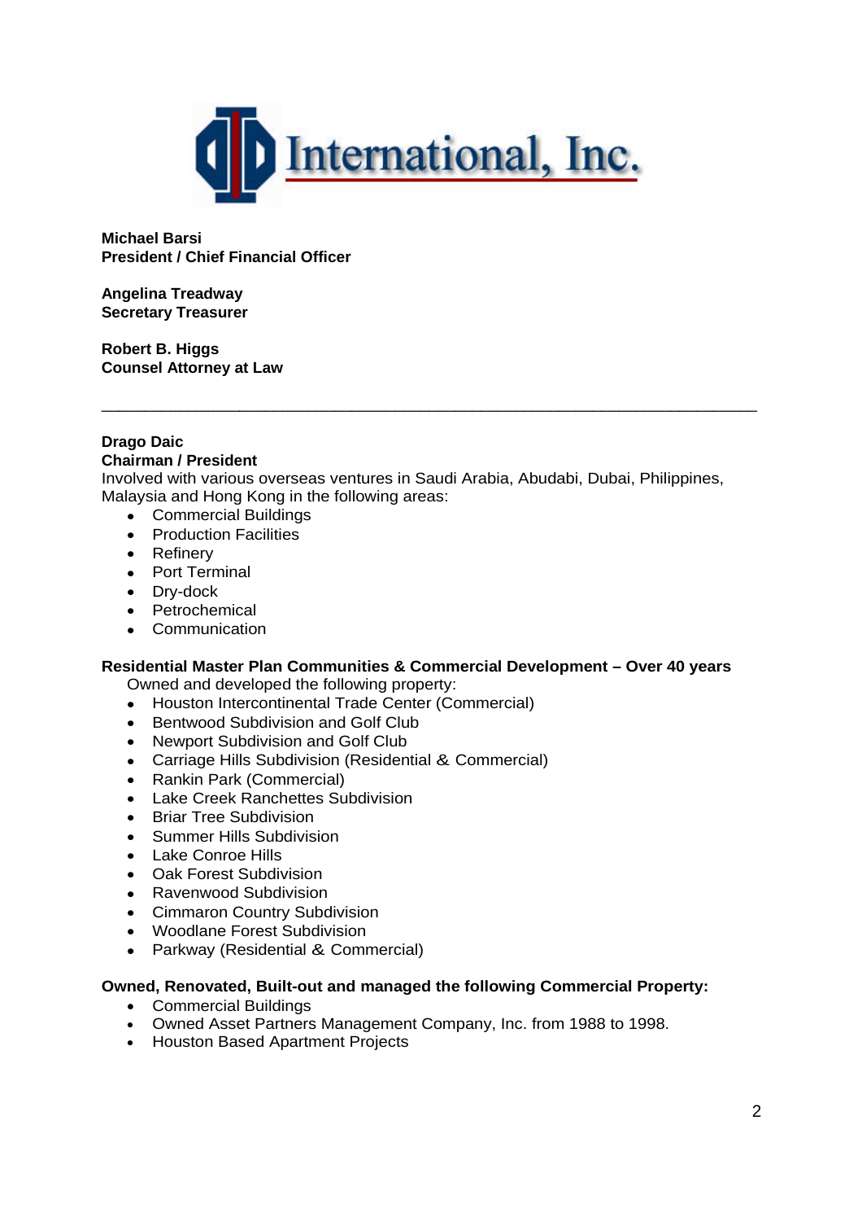# International, Inc.

**Michael Barsi**
**President / Chief Financial Officer**

**Angelina Treadway**
**Secretary Treasurer**

**Robert B. Higgs**
**Counsel Attorney at Law**

---

**Drago Daic**
**Chairman / President**
Involved with various overseas ventures in Saudi Arabia, Abudabi, Dubai, Philippines, Malaysia and Hong Kong in the following areas:

- Commercial Buildings
- Production Facilities
- Refinery
- Port Terminal
- Dry-dock
- Petrochemical
- Communication

**Residential Master Plan Communities & Commercial Development – Over 40 years**

Owned and developed the following property:

- Houston Intercontinental Trade Center (Commercial)
- Bentwood Subdivision and Golf Club
- Newport Subdivision and Golf Club
- Carriage Hills Subdivision (Residential & Commercial)
- Rankin Park (Commercial)
- Lake Creek Ranchettes Subdivision
- Briar Tree Subdivision
- Summer Hills Subdivision
- Lake Conroe Hills
- Oak Forest Subdivision
- Ravenwood Subdivision
- Cimmaron Country Subdivision
- Woodlane Forest Subdivision
- Parkway (Residential & Commercial)

**Owned, Renovated, Built-out and managed the following Commercial Property:**

- Commercial Buildings
- Owned Asset Partners Management Company, Inc. from 1988 to 1998.
- Houston Based Apartment Projects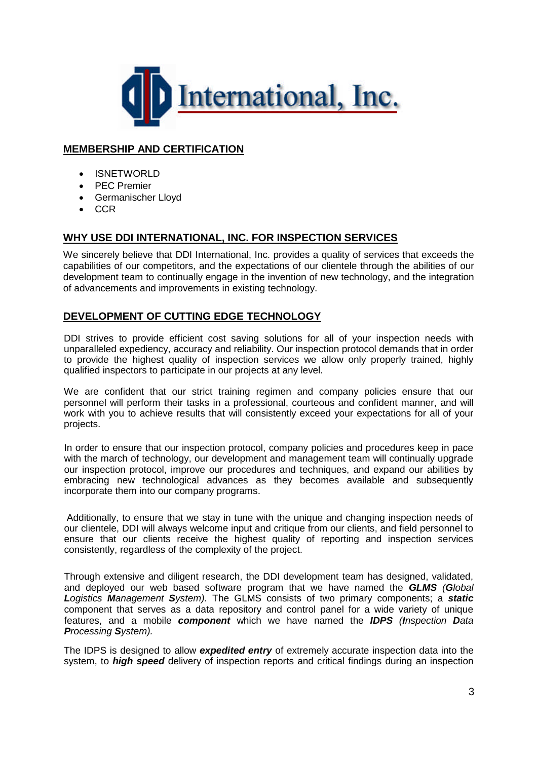DDI International, Inc.

## MEMBERSHIP AND CERTIFICATION

- ISNETWORLD
- PEC Premier
- Germanischer Lloyd
- CCR

## WHY USE DDI INTERNATIONAL, INC. FOR INSPECTION SERVICES

We sincerely believe that DDI International, Inc. provides a quality of services that exceeds the capabilities of our competitors, and the expectations of our clientele through the abilities of our development team to continually engage in the invention of new technology, and the integration of advancements and improvements in existing technology.

## DEVELOPMENT OF CUTTING EDGE TECHNOLOGY

DDI strives to provide efficient cost saving solutions for all of your inspection needs with unparalleled expediency, accuracy and reliability. Our inspection protocol demands that in order to provide the highest quality of inspection services we allow only properly trained, highly qualified inspectors to participate in our projects at any level.

We are confident that our strict training regimen and company policies ensure that our personnel will perform their tasks in a professional, courteous and confident manner, and will work with you to achieve results that will consistently exceed your expectations for all of your projects.

In order to ensure that our inspection protocol, company policies and procedures keep in pace with the march of technology, our development and management team will continually upgrade our inspection protocol, improve our procedures and techniques, and expand our abilities by embracing new technological advances as they becomes available and subsequently incorporate them into our company programs.

Additionally, to ensure that we stay in tune with the unique and changing inspection needs of our clientele, DDI will always welcome input and critique from our clients, and field personnel to ensure that our clients receive the highest quality of reporting and inspection services consistently, regardless of the complexity of the project.

Through extensive and diligent research, the DDI development team has designed, validated, and deployed our web based software program that we have named the ***GLMS*** *(**G**lobal **L**ogistics **M**anagement **S**ystem).* The GLMS consists of two primary components; a ***static*** component that serves as a data repository and control panel for a wide variety of unique features, and a mobile ***component*** which we have named the ***IDPS*** *(**I**nspection **D**ata **P**rocessing **S**ystem).*

The IDPS is designed to allow ***expedited entry*** of extremely accurate inspection data into the system, to ***high speed*** delivery of inspection reports and critical findings during an inspection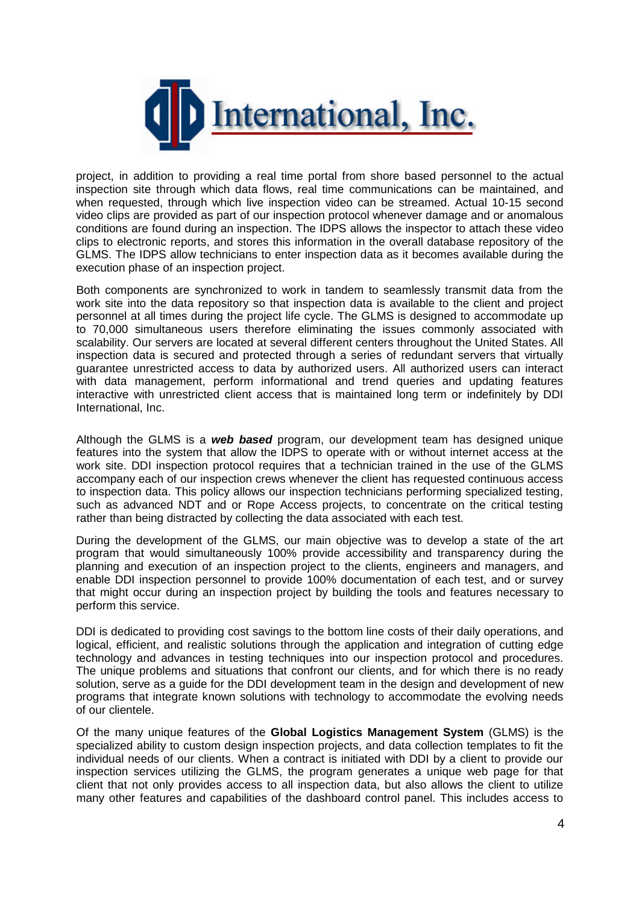project, in addition to providing a real time portal from shore based personnel to the actual inspection site through which data flows, real time communications can be maintained, and when requested, through which live inspection video can be streamed. Actual 10-15 second video clips are provided as part of our inspection protocol whenever damage and or anomalous conditions are found during an inspection. The IDPS allows the inspector to attach these video clips to electronic reports, and stores this information in the overall database repository of the GLMS. The IDPS allow technicians to enter inspection data as it becomes available during the execution phase of an inspection project.

Both components are synchronized to work in tandem to seamlessly transmit data from the work site into the data repository so that inspection data is available to the client and project personnel at all times during the project life cycle. The GLMS is designed to accommodate up to 70,000 simultaneous users therefore eliminating the issues commonly associated with scalability. Our servers are located at several different centers throughout the United States. All inspection data is secured and protected through a series of redundant servers that virtually guarantee unrestricted access to data by authorized users. All authorized users can interact with data management, perform informational and trend queries and updating features interactive with unrestricted client access that is maintained long term or indefinitely by DDI International, Inc.

Although the GLMS is a ***web based*** program, our development team has designed unique features into the system that allow the IDPS to operate with or without internet access at the work site. DDI inspection protocol requires that a technician trained in the use of the GLMS accompany each of our inspection crews whenever the client has requested continuous access to inspection data. This policy allows our inspection technicians performing specialized testing, such as advanced NDT and or Rope Access projects, to concentrate on the critical testing rather than being distracted by collecting the data associated with each test.

During the development of the GLMS, our main objective was to develop a state of the art program that would simultaneously 100% provide accessibility and transparency during the planning and execution of an inspection project to the clients, engineers and managers, and enable DDI inspection personnel to provide 100% documentation of each test, and or survey that might occur during an inspection project by building the tools and features necessary to perform this service.

DDI is dedicated to providing cost savings to the bottom line costs of their daily operations, and logical, efficient, and realistic solutions through the application and integration of cutting edge technology and advances in testing techniques into our inspection protocol and procedures. The unique problems and situations that confront our clients, and for which there is no ready solution, serve as a guide for the DDI development team in the design and development of new programs that integrate known solutions with technology to accommodate the evolving needs of our clientele.

Of the many unique features of the **Global Logistics Management System** (GLMS) is the specialized ability to custom design inspection projects, and data collection templates to fit the individual needs of our clients. When a contract is initiated with DDI by a client to provide our inspection services utilizing the GLMS, the program generates a unique web page for that client that not only provides access to all inspection data, but also allows the client to utilize many other features and capabilities of the dashboard control panel. This includes access to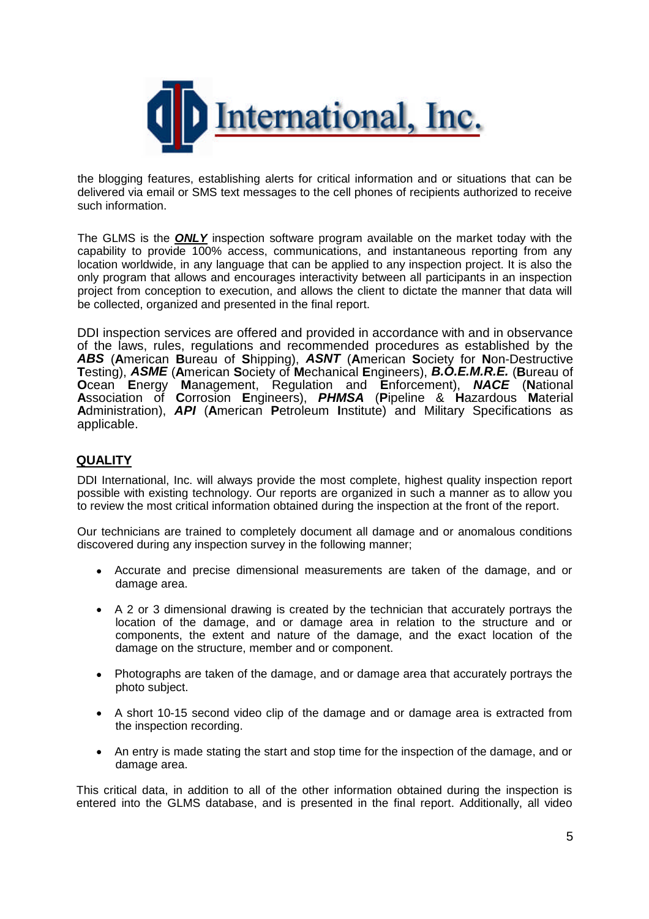the blogging features, establishing alerts for critical information and or situations that can be delivered via email or SMS text messages to the cell phones of recipients authorized to receive such information.

The GLMS is the ***ONLY*** inspection software program available on the market today with the capability to provide 100% access, communications, and instantaneous reporting from any location worldwide, in any language that can be applied to any inspection project. It is also the only program that allows and encourages interactivity between all participants in an inspection project from conception to execution, and allows the client to dictate the manner that data will be collected, organized and presented in the final report.

DDI inspection services are offered and provided in accordance with and in observance of the laws, rules, regulations and recommended procedures as established by the ***ABS*** (**A**merican **B**ureau of **S**hipping), ***ASNT*** (**A**merican **S**ociety for **N**on-Destructive **T**esting), ***ASME*** (**A**merican **S**ociety of **M**echanical **E**ngineers), ***B.O.E.M.R.E.*** (**B**ureau of **O**cean **E**nergy **M**anagement, Regulation and **E**nforcement), ***NACE*** (**N**ational **A**ssociation of **C**orrosion **E**ngineers), ***PHMSA*** (**P**ipeline & **H**azardous **M**aterial **A**dministration), ***API*** (**A**merican **P**etroleum **I**nstitute) and Military Specifications as applicable.

## QUALITY

DDI International, Inc. will always provide the most complete, highest quality inspection report possible with existing technology. Our reports are organized in such a manner as to allow you to review the most critical information obtained during the inspection at the front of the report.

Our technicians are trained to completely document all damage and or anomalous conditions discovered during any inspection survey in the following manner;

- Accurate and precise dimensional measurements are taken of the damage, and or damage area.
- A 2 or 3 dimensional drawing is created by the technician that accurately portrays the location of the damage, and or damage area in relation to the structure and or components, the extent and nature of the damage, and the exact location of the damage on the structure, member and or component.
- Photographs are taken of the damage, and or damage area that accurately portrays the photo subject.
- A short 10-15 second video clip of the damage and or damage area is extracted from the inspection recording.
- An entry is made stating the start and stop time for the inspection of the damage, and or damage area.

This critical data, in addition to all of the other information obtained during the inspection is entered into the GLMS database, and is presented in the final report. Additionally, all video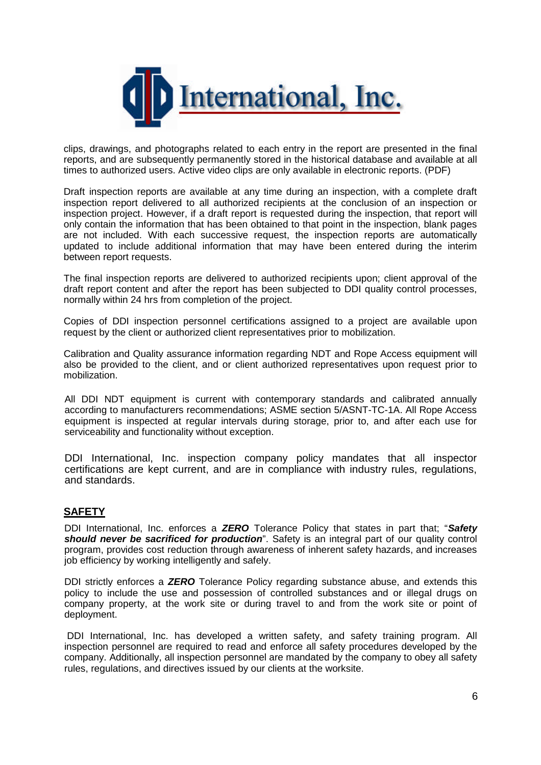clips, drawings, and photographs related to each entry in the report are presented in the final reports, and are subsequently permanently stored in the historical database and available at all times to authorized users. Active video clips are only available in electronic reports. (PDF)

Draft inspection reports are available at any time during an inspection, with a complete draft inspection report delivered to all authorized recipients at the conclusion of an inspection or inspection project. However, if a draft report is requested during the inspection, that report will only contain the information that has been obtained to that point in the inspection, blank pages are not included. With each successive request, the inspection reports are automatically updated to include additional information that may have been entered during the interim between report requests.

The final inspection reports are delivered to authorized recipients upon; client approval of the draft report content and after the report has been subjected to DDI quality control processes, normally within 24 hrs from completion of the project.

Copies of DDI inspection personnel certifications assigned to a project are available upon request by the client or authorized client representatives prior to mobilization.

Calibration and Quality assurance information regarding NDT and Rope Access equipment will also be provided to the client, and or client authorized representatives upon request prior to mobilization.

All DDI NDT equipment is current with contemporary standards and calibrated annually according to manufacturers recommendations; ASME section 5/ASNT-TC-1A. All Rope Access equipment is inspected at regular intervals during storage, prior to, and after each use for serviceability and functionality without exception.

DDI International, Inc. inspection company policy mandates that all inspector certifications are kept current, and are in compliance with industry rules, regulations, and standards.

## SAFETY

DDI International, Inc. enforces a ***ZERO*** Tolerance Policy that states in part that; "***Safety should never be sacrificed for production***". Safety is an integral part of our quality control program, provides cost reduction through awareness of inherent safety hazards, and increases job efficiency by working intelligently and safely.

DDI strictly enforces a ***ZERO*** Tolerance Policy regarding substance abuse, and extends this policy to include the use and possession of controlled substances and or illegal drugs on company property, at the work site or during travel to and from the work site or point of deployment.

DDI International, Inc. has developed a written safety, and safety training program. All inspection personnel are required to read and enforce all safety procedures developed by the company. Additionally, all inspection personnel are mandated by the company to obey all safety rules, regulations, and directives issued by our clients at the worksite.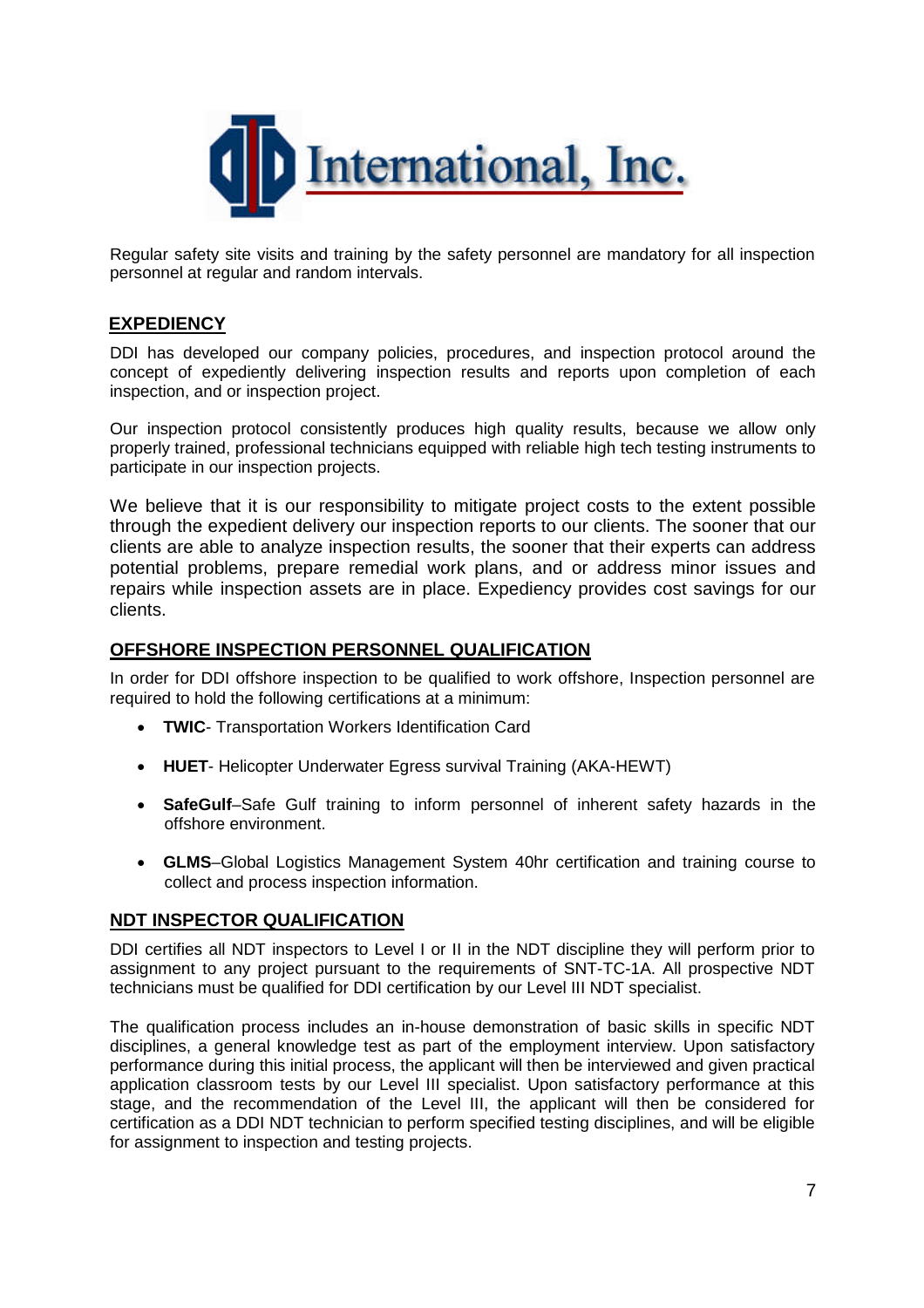Regular safety site visits and training by the safety personnel are mandatory for all inspection personnel at regular and random intervals.

## EXPEDIENCY

DDI has developed our company policies, procedures, and inspection protocol around the concept of expediently delivering inspection results and reports upon completion of each inspection, and or inspection project.

Our inspection protocol consistently produces high quality results, because we allow only properly trained, professional technicians equipped with reliable high tech testing instruments to participate in our inspection projects.

We believe that it is our responsibility to mitigate project costs to the extent possible through the expedient delivery our inspection reports to our clients. The sooner that our clients are able to analyze inspection results, the sooner that their experts can address potential problems, prepare remedial work plans, and or address minor issues and repairs while inspection assets are in place. Expediency provides cost savings for our clients.

## OFFSHORE INSPECTION PERSONNEL QUALIFICATION

In order for DDI offshore inspection to be qualified to work offshore, Inspection personnel are required to hold the following certifications at a minimum:

- **TWIC**- Transportation Workers Identification Card
- **HUET**- Helicopter Underwater Egress survival Training (AKA-HEWT)
- **SafeGulf**–Safe Gulf training to inform personnel of inherent safety hazards in the offshore environment.
- **GLMS**–Global Logistics Management System 40hr certification and training course to collect and process inspection information.

## NDT INSPECTOR QUALIFICATION

DDI certifies all NDT inspectors to Level I or II in the NDT discipline they will perform prior to assignment to any project pursuant to the requirements of SNT-TC-1A. All prospective NDT technicians must be qualified for DDI certification by our Level III NDT specialist.

The qualification process includes an in-house demonstration of basic skills in specific NDT disciplines, a general knowledge test as part of the employment interview. Upon satisfactory performance during this initial process, the applicant will then be interviewed and given practical application classroom tests by our Level III specialist. Upon satisfactory performance at this stage, and the recommendation of the Level III, the applicant will then be considered for certification as a DDI NDT technician to perform specified testing disciplines, and will be eligible for assignment to inspection and testing projects.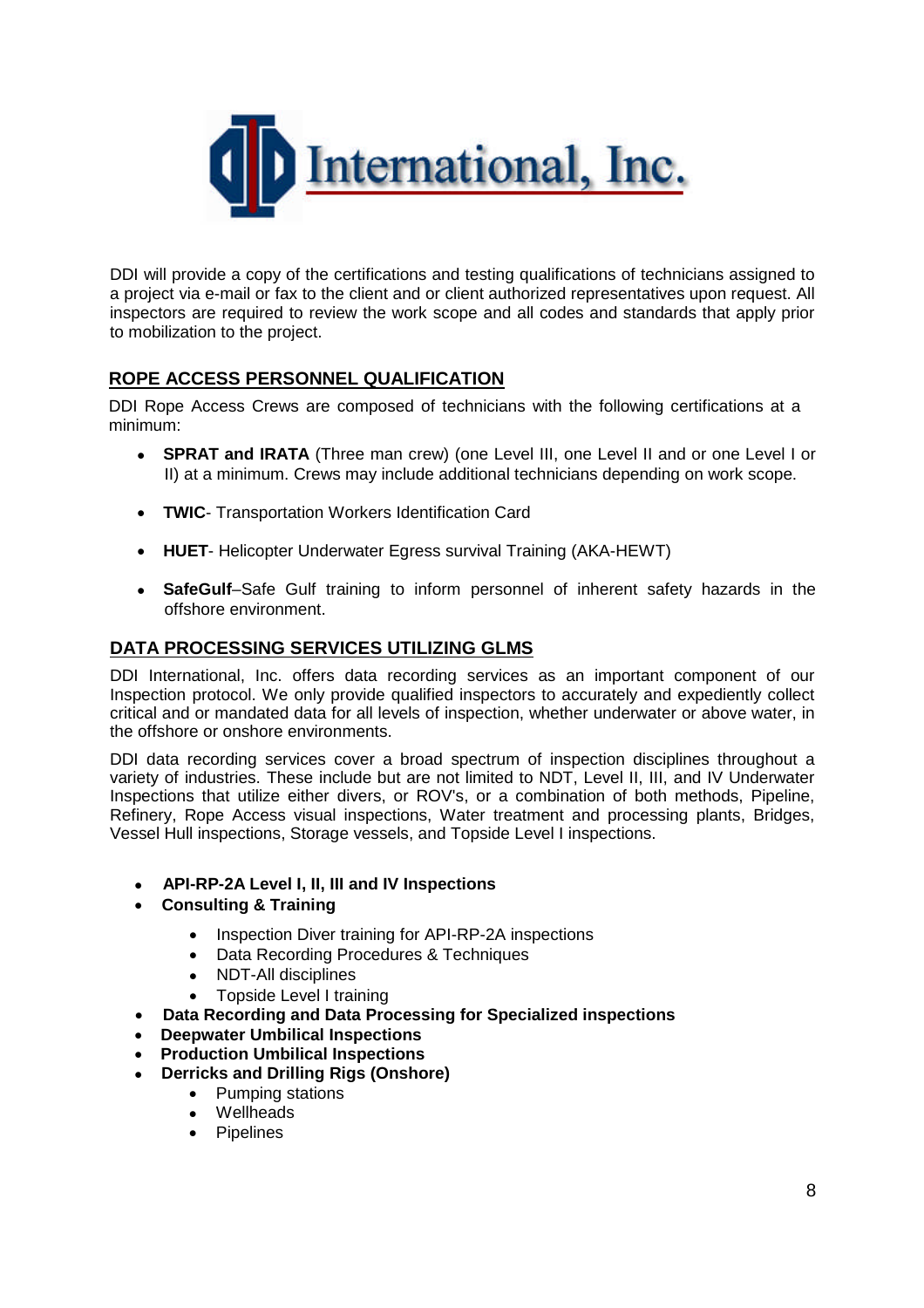DDI will provide a copy of the certifications and testing qualifications of technicians assigned to a project via e-mail or fax to the client and or client authorized representatives upon request. All inspectors are required to review the work scope and all codes and standards that apply prior to mobilization to the project.

## ROPE ACCESS PERSONNEL QUALIFICATION

DDI Rope Access Crews are composed of technicians with the following certifications at a minimum:

- **SPRAT and IRATA** (Three man crew) (one Level III, one Level II and or one Level I or II) at a minimum. Crews may include additional technicians depending on work scope.
- **TWIC**- Transportation Workers Identification Card
- **HUET**- Helicopter Underwater Egress survival Training (AKA-HEWT)
- **SafeGulf**–Safe Gulf training to inform personnel of inherent safety hazards in the offshore environment.

## DATA PROCESSING SERVICES UTILIZING GLMS

DDI International, Inc. offers data recording services as an important component of our Inspection protocol. We only provide qualified inspectors to accurately and expediently collect critical and or mandated data for all levels of inspection, whether underwater or above water, in the offshore or onshore environments.

DDI data recording services cover a broad spectrum of inspection disciplines throughout a variety of industries. These include but are not limited to NDT, Level II, III, and IV Underwater Inspections that utilize either divers, or ROV's, or a combination of both methods, Pipeline, Refinery, Rope Access visual inspections, Water treatment and processing plants, Bridges, Vessel Hull inspections, Storage vessels, and Topside Level I inspections.

- **API-RP-2A Level I, II, III and IV Inspections**
- **Consulting & Training**
  - Inspection Diver training for API-RP-2A inspections
  - Data Recording Procedures & Techniques
  - NDT-All disciplines
  - Topside Level I training
- **Data Recording and Data Processing for Specialized inspections**
- **Deepwater Umbilical Inspections**
- **Production Umbilical Inspections**
- **Derricks and Drilling Rigs (Onshore)**
  - Pumping stations
  - Wellheads
  - Pipelines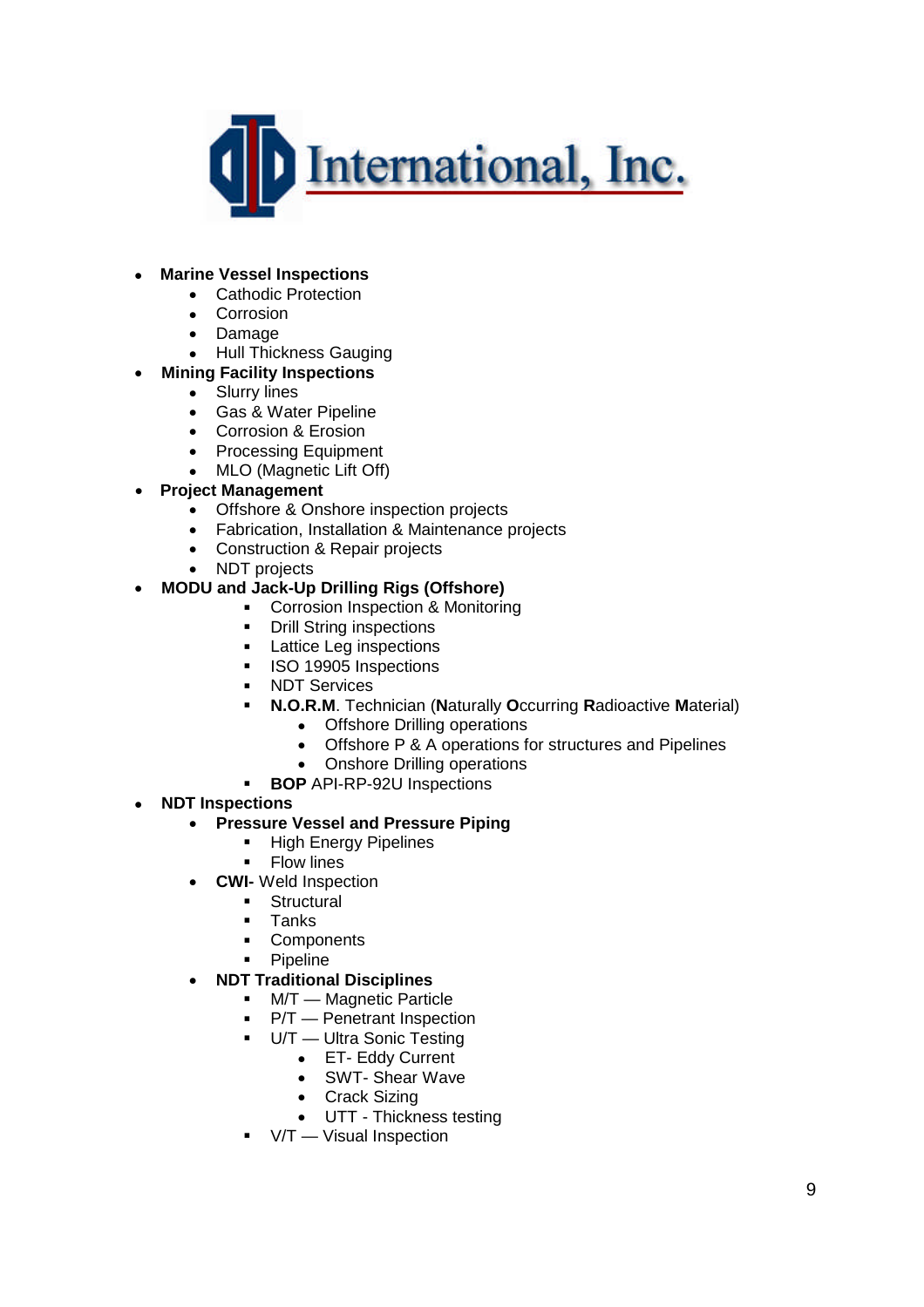**DIDI International, Inc.**

- **Marine Vessel Inspections**
  - Cathodic Protection
  - Corrosion
  - Damage
  - Hull Thickness Gauging
- **Mining Facility Inspections**
  - Slurry lines
  - Gas & Water Pipeline
  - Corrosion & Erosion
  - Processing Equipment
  - MLO (Magnetic Lift Off)
- **Project Management**
  - Offshore & Onshore inspection projects
  - Fabrication, Installation & Maintenance projects
  - Construction & Repair projects
  - NDT projects
- **MODU and Jack-Up Drilling Rigs (Offshore)**
  - Corrosion Inspection & Monitoring
  - Drill String inspections
  - Lattice Leg inspections
  - ISO 19905 Inspections
  - NDT Services
  - **N.O.R.M**. Technician (**N**aturally **O**ccurring **R**adioactive **M**aterial)
    - Offshore Drilling operations
    - Offshore P & A operations for structures and Pipelines
    - Onshore Drilling operations
  - **BOP** API-RP-92U Inspections
- **NDT Inspections**
  - **Pressure Vessel and Pressure Piping**
    - High Energy Pipelines
    - Flow lines
  - **CWI-** Weld Inspection
    - Structural
    - Tanks
    - Components
    - Pipeline
  - **NDT Traditional Disciplines**
    - M/T — Magnetic Particle
    - P/T — Penetrant Inspection
    - U/T — Ultra Sonic Testing
      - ET- Eddy Current
      - SWT- Shear Wave
      - Crack Sizing
      - UTT - Thickness testing
    - V/T — Visual Inspection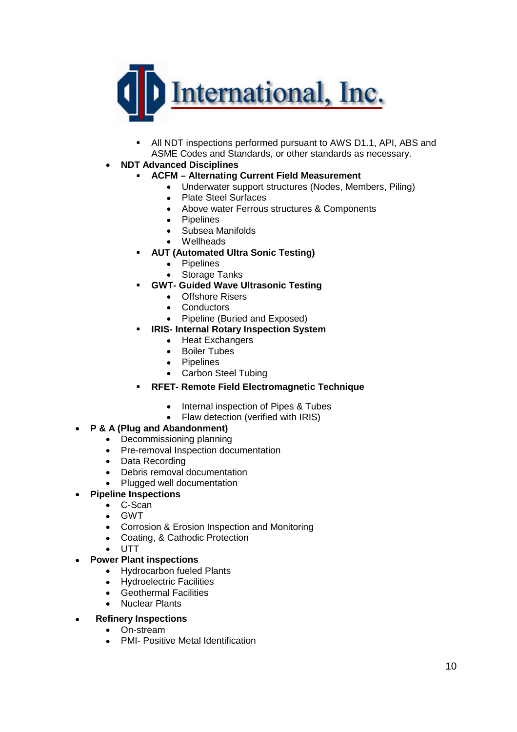**International, Inc.**

  - All NDT inspections performed pursuant to AWS D1.1, API, ABS and ASME Codes and Standards, or other standards as necessary.
- **NDT Advanced Disciplines**
  - **ACFM – Alternating Current Field Measurement**
    - Underwater support structures (Nodes, Members, Piling)
    - Plate Steel Surfaces
    - Above water Ferrous structures & Components
    - Pipelines
    - Subsea Manifolds
    - Wellheads
  - **AUT (Automated Ultra Sonic Testing)**
    - Pipelines
    - Storage Tanks
  - **GWT- Guided Wave Ultrasonic Testing**
    - Offshore Risers
    - Conductors
    - Pipeline (Buried and Exposed)
  - **IRIS- Internal Rotary Inspection System**
    - Heat Exchangers
    - Boiler Tubes
    - Pipelines
    - Carbon Steel Tubing
  - **RFET- Remote Field Electromagnetic Technique**
    - Internal inspection of Pipes & Tubes
    - Flaw detection (verified with IRIS)
- **P & A (Plug and Abandonment)**
  - Decommissioning planning
  - Pre-removal Inspection documentation
  - Data Recording
  - Debris removal documentation
  - Plugged well documentation
- **Pipeline Inspections**
  - C-Scan
  - GWT
  - Corrosion & Erosion Inspection and Monitoring
  - Coating, & Cathodic Protection
  - UTT
- **Power Plant inspections**
  - Hydrocarbon fueled Plants
  - Hydroelectric Facilities
  - Geothermal Facilities
  - Nuclear Plants
- **Refinery Inspections**
  - On-stream
  - PMI- Positive Metal Identification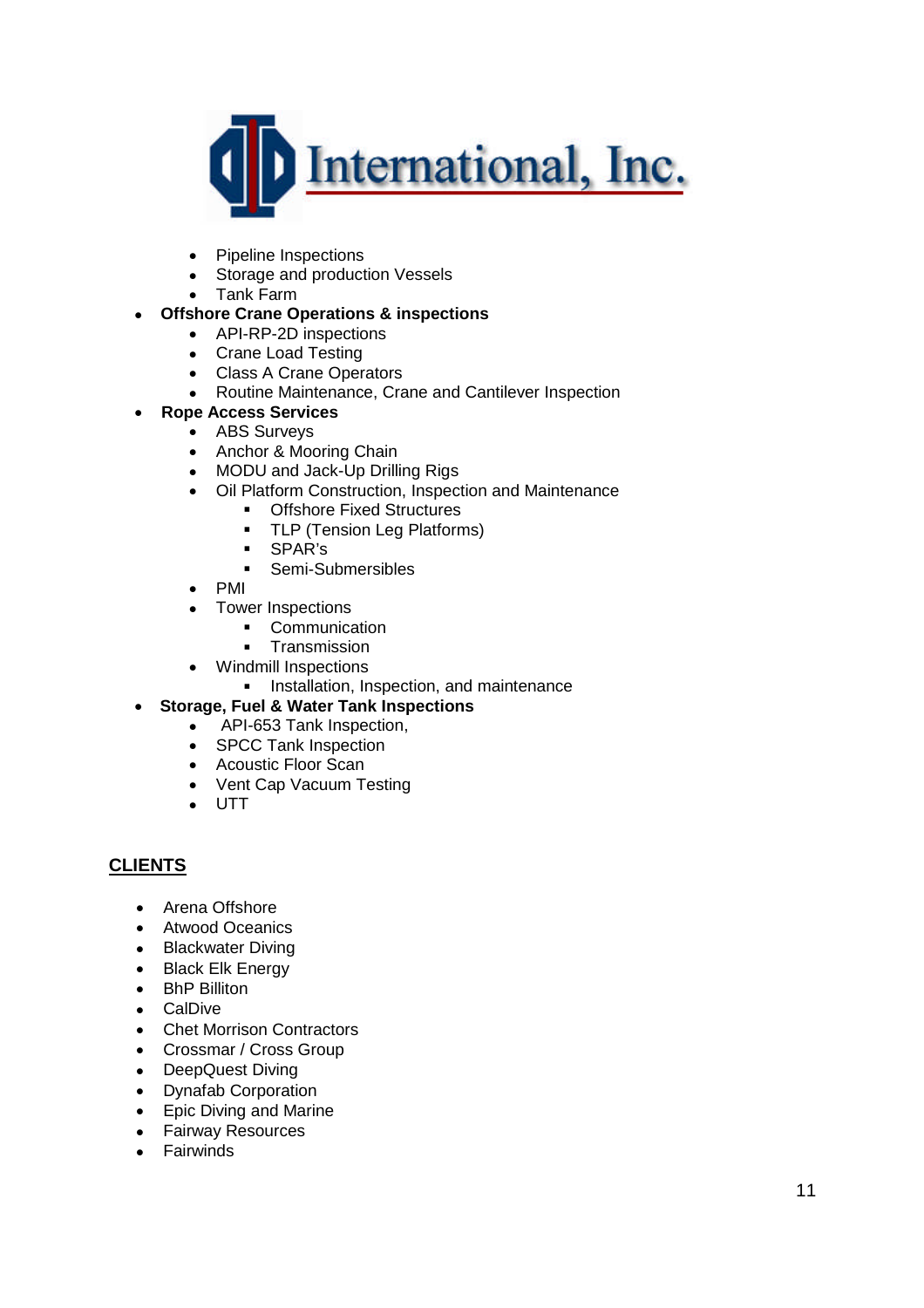- Pipeline Inspections
  - Storage and production Vessels
  - Tank Farm
- **Offshore Crane Operations & inspections**
  - API-RP-2D inspections
  - Crane Load Testing
  - Class A Crane Operators
  - Routine Maintenance, Crane and Cantilever Inspection
- **Rope Access Services**
  - ABS Surveys
  - Anchor & Mooring Chain
  - MODU and Jack-Up Drilling Rigs
  - Oil Platform Construction, Inspection and Maintenance
    - Offshore Fixed Structures
    - TLP (Tension Leg Platforms)
    - SPAR's
    - Semi-Submersibles
  - PMI
  - Tower Inspections
    - Communication
    - Transmission
  - Windmill Inspections
    - Installation, Inspection, and maintenance
- **Storage, Fuel & Water Tank Inspections**
  - API-653 Tank Inspection,
  - SPCC Tank Inspection
  - Acoustic Floor Scan
  - Vent Cap Vacuum Testing
  - UTT

## CLIENTS

- Arena Offshore
- Atwood Oceanics
- Blackwater Diving
- Black Elk Energy
- BhP Billiton
- CalDive
- Chet Morrison Contractors
- Crossmar / Cross Group
- DeepQuest Diving
- Dynafab Corporation
- Epic Diving and Marine
- Fairway Resources
- Fairwinds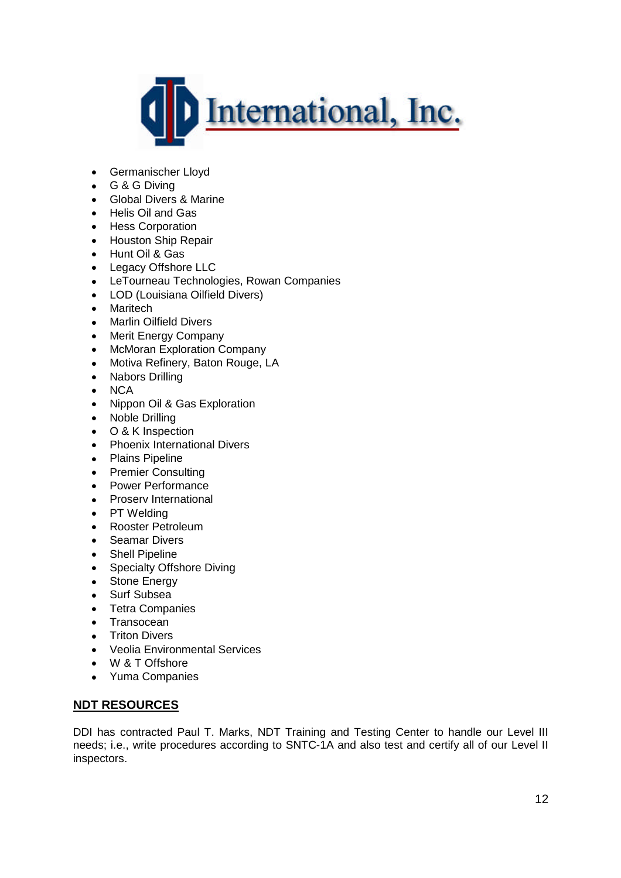- Germanischer Lloyd
- G & G Diving
- Global Divers & Marine
- Helis Oil and Gas
- Hess Corporation
- Houston Ship Repair
- Hunt Oil & Gas
- Legacy Offshore LLC
- LeTourneau Technologies, Rowan Companies
- LOD (Louisiana Oilfield Divers)
- Maritech
- Marlin Oilfield Divers
- Merit Energy Company
- McMoran Exploration Company
- Motiva Refinery, Baton Rouge, LA
- Nabors Drilling
- NCA
- Nippon Oil & Gas Exploration
- Noble Drilling
- O & K Inspection
- Phoenix International Divers
- Plains Pipeline
- Premier Consulting
- Power Performance
- Proserv International
- PT Welding
- Rooster Petroleum
- Seamar Divers
- Shell Pipeline
- Specialty Offshore Diving
- Stone Energy
- Surf Subsea
- Tetra Companies
- Transocean
- Triton Divers
- Veolia Environmental Services
- W & T Offshore
- Yuma Companies

## NDT RESOURCES

DDI has contracted Paul T. Marks, NDT Training and Testing Center to handle our Level III needs; i.e., write procedures according to SNTC-1A and also test and certify all of our Level II inspectors.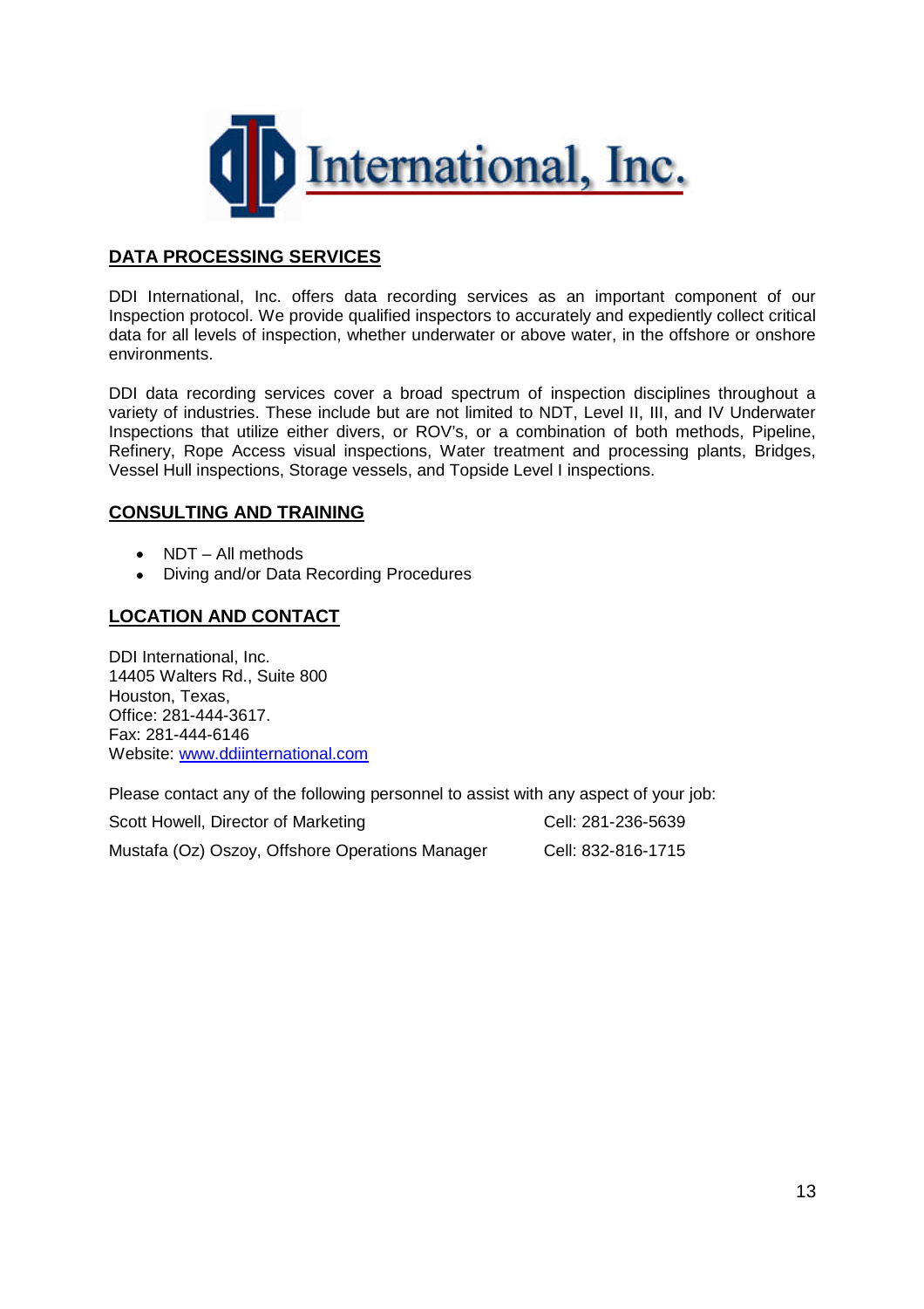## DATA PROCESSING SERVICES

DDI International, Inc. offers data recording services as an important component of our Inspection protocol. We provide qualified inspectors to accurately and expediently collect critical data for all levels of inspection, whether underwater or above water, in the offshore or onshore environments.

DDI data recording services cover a broad spectrum of inspection disciplines throughout a variety of industries. These include but are not limited to NDT, Level II, III, and IV Underwater Inspections that utilize either divers, or ROV's, or a combination of both methods, Pipeline, Refinery, Rope Access visual inspections, Water treatment and processing plants, Bridges, Vessel Hull inspections, Storage vessels, and Topside Level I inspections.

## CONSULTING AND TRAINING

- NDT – All methods
- Diving and/or Data Recording Procedures

## LOCATION AND CONTACT

DDI International, Inc.
14405 Walters Rd., Suite 800
Houston, Texas,
Office: 281-444-3617.
Fax: 281-444-6146
Website: www.ddiinternational.com

Please contact any of the following personnel to assist with any aspect of your job:

| | |
|---|---|
| Scott Howell, Director of Marketing | Cell: 281-236-5639 |
| Mustafa (Oz) Oszoy, Offshore Operations Manager | Cell: 832-816-1715 |